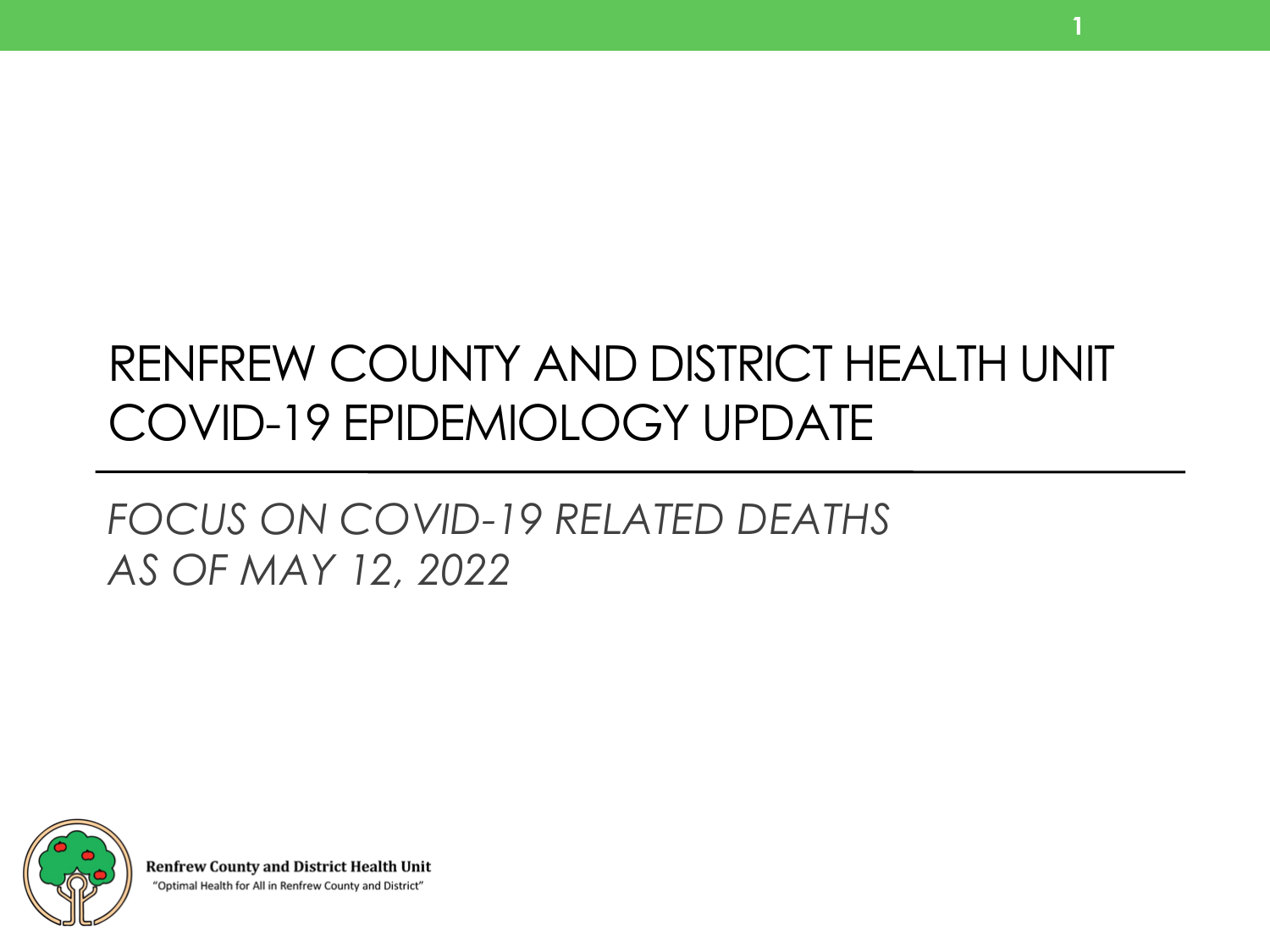# RENFREW COUNTY AND DISTRICT HEALTH UNIT COVID-19 EPIDEMIOLOGY UPDATE

*FOCUS ON COVID-19 RELATED DEATHS*
*AS OF MAY 12, 2022*

**Renfrew County and District Health Unit**
"Optimal Health for All in Renfrew County and District"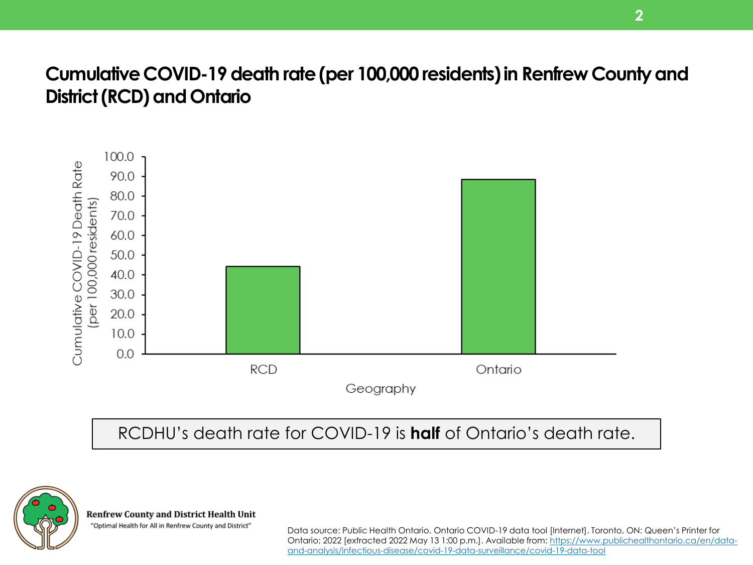# Cumulative COVID-19 death rate (per 100,000 residents) in Renfrew County and District (RCD) and Ontario

RCDHU's death rate for COVID-19 is **half** of Ontario's death rate.

**Renfrew County and District Health Unit**
"Optimal Health for All in Renfrew County and District"

Data source: Public Health Ontario. Ontario COVID-19 data tool [Internet]. Toronto, ON: Queen's Printer for Ontario; 2022 [extracted 2022 May 13 1:00 p.m.]. Available from: https://www.publichealthontario.ca/en/data-and-analysis/infectious-disease/covid-19-data-surveillance/covid-19-data-tool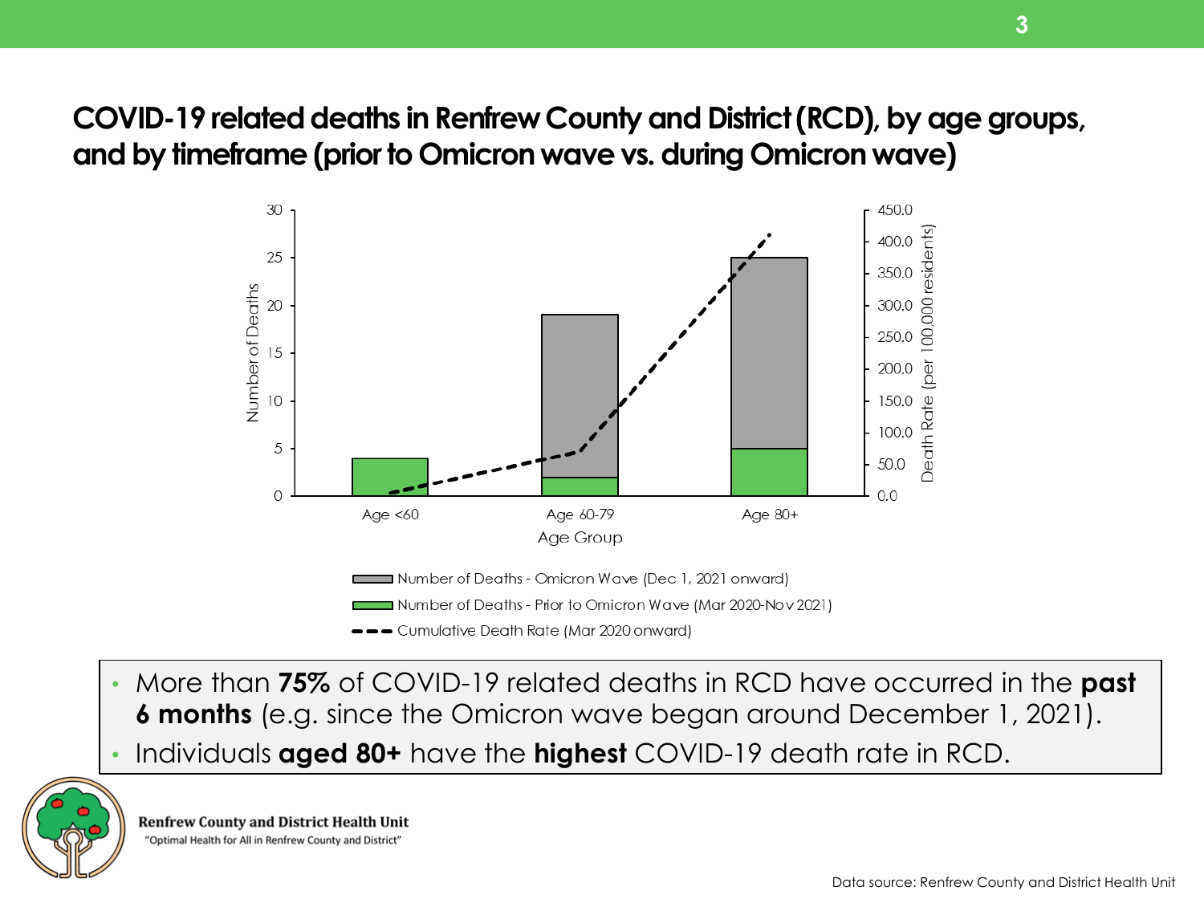# COVID-19 related deaths in Renfrew County and District (RCD), by age groups, and by timeframe (prior to Omicron wave vs. during Omicron wave)

- More than **75%** of COVID-19 related deaths in RCD have occurred in the **past 6 months** (e.g. since the Omicron wave began around December 1, 2021).
- Individuals **aged 80+** have the **highest** COVID-19 death rate in RCD.

**Renfrew County and District Health Unit**
"Optimal Health for All in Renfrew County and District"

Data source: Renfrew County and District Health Unit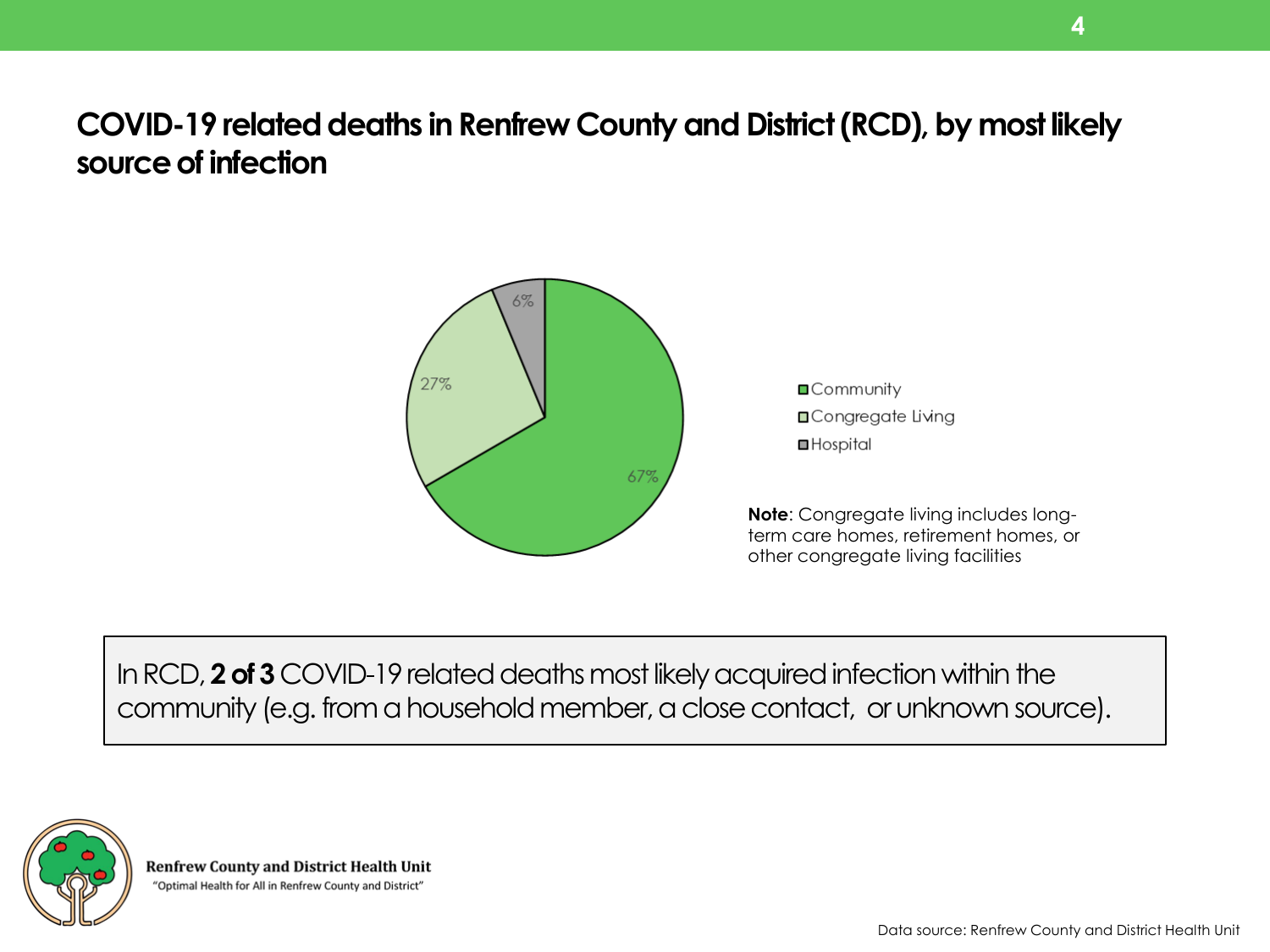# COVID-19 related deaths in Renfrew County and District (RCD), by most likely source of infection

| Source | Percentage |
| --- | --- |
| Community | 67% |
| Congregate Living | 27% |
| Hospital | 6% |

**Note**: Congregate living includes long-term care homes, retirement homes, or other congregate living facilities

In RCD, **2 of 3** COVID-19 related deaths most likely acquired infection within the community (e.g. from a household member, a close contact, or unknown source).

**Renfrew County and District Health Unit**
"Optimal Health for All in Renfrew County and District"

Data source: Renfrew County and District Health Unit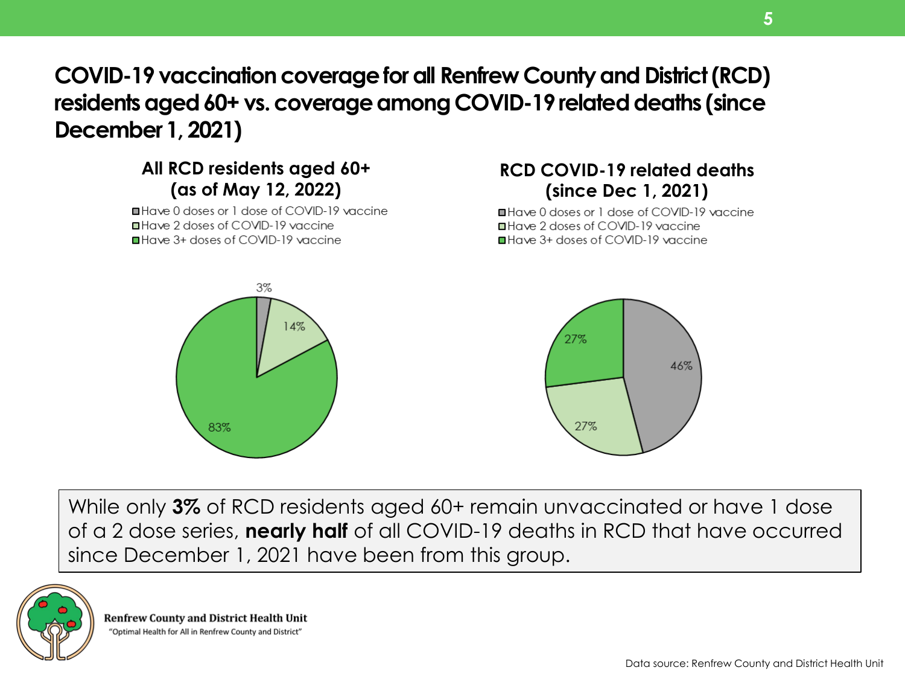# COVID-19 vaccination coverage for all Renfrew County and District (RCD) residents aged 60+ vs. coverage among COVID-19 related deaths (since December 1, 2021)

### All RCD residents aged 60+ (as of May 12, 2022)

- Have 0 doses or 1 dose of COVID-19 vaccine
- Have 2 doses of COVID-19 vaccine
- Have 3+ doses of COVID-19 vaccine

3%

14%

83%

### RCD COVID-19 related deaths (since Dec 1, 2021)

- Have 0 doses or 1 dose of COVID-19 vaccine
- Have 2 doses of COVID-19 vaccine
- Have 3+ doses of COVID-19 vaccine

46%

27%

27%

While only **3%** of RCD residents aged 60+ remain unvaccinated or have 1 dose of a 2 dose series, **nearly half** of all COVID-19 deaths in RCD that have occurred since December 1, 2021 have been from this group.

**Renfrew County and District Health Unit**
"Optimal Health for All in Renfrew County and District"

Data source: Renfrew County and District Health Unit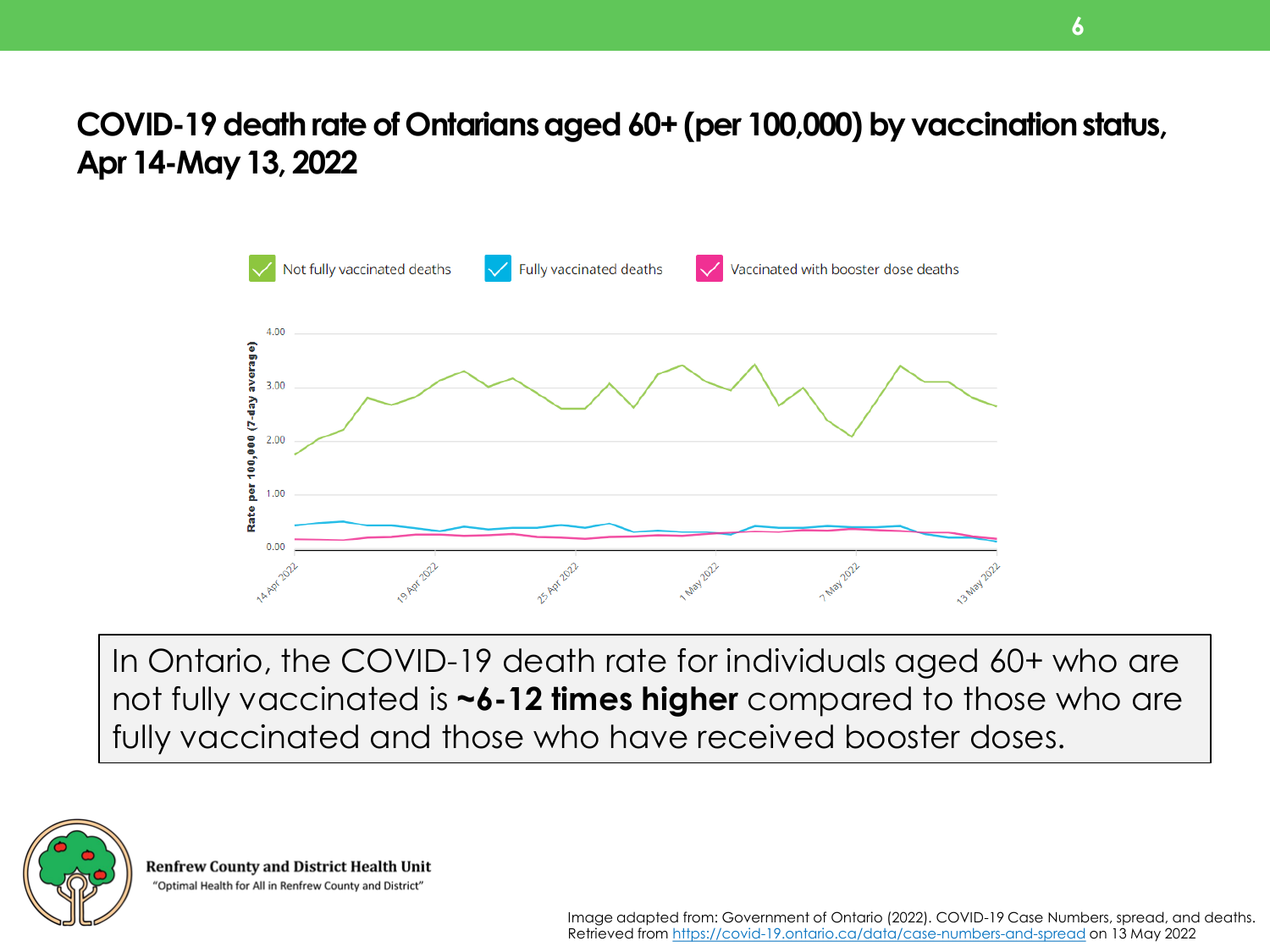# COVID-19 death rate of Ontarians aged 60+ (per 100,000) by vaccination status, Apr 14-May 13, 2022

Not fully vaccinated deaths

Fully vaccinated deaths

Vaccinated with booster dose deaths

Rate per 100,000 (7-day average)

4.00

3.00

2.00

1.00

0.00

14 Apr 2022

19 Apr 2022

25 Apr 2022

1 May 2022

7 May 2022

13 May 2022

In Ontario, the COVID-19 death rate for individuals aged 60+ who are not fully vaccinated is **~6-12 times higher** compared to those who are fully vaccinated and those who have received booster doses.

**Renfrew County and District Health Unit**
"Optimal Health for All in Renfrew County and District"

Image adapted from: Government of Ontario (2022). COVID-19 Case Numbers, spread, and deaths. Retrieved from https://covid-19.ontario.ca/data/case-numbers-and-spread on 13 May 2022